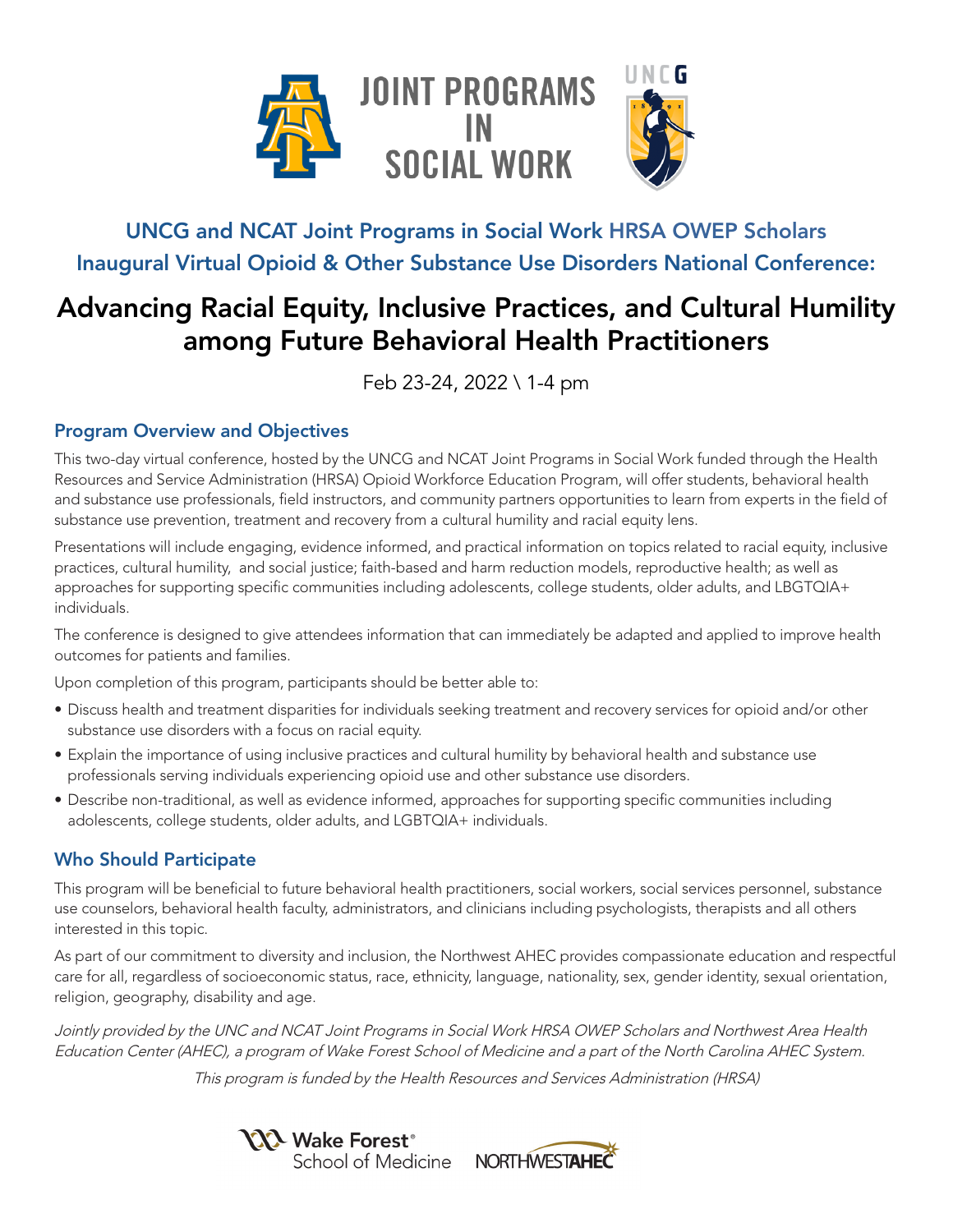# JOINT PROGRAMS IN SOCIAL WORK

UNCG

## UNCG and NCAT Joint Programs in Social Work HRSA OWEP Scholars Inaugural Virtual Opioid & Other Substance Use Disorders National Conference:

# Advancing Racial Equity, Inclusive Practices, and Cultural Humility among Future Behavioral Health Practitioners

Feb 23-24, 2022 \ 1-4 pm

## Program Overview and Objectives

This two-day virtual conference, hosted by the UNCG and NCAT Joint Programs in Social Work funded through the Health Resources and Service Administration (HRSA) Opioid Workforce Education Program, will offer students, behavioral health and substance use professionals, field instructors, and community partners opportunities to learn from experts in the field of substance use prevention, treatment and recovery from a cultural humility and racial equity lens.

Presentations will include engaging, evidence informed, and practical information on topics related to racial equity, inclusive practices, cultural humility, and social justice; faith-based and harm reduction models, reproductive health; as well as approaches for supporting specific communities including adolescents, college students, older adults, and LBGTQIA+ individuals.

The conference is designed to give attendees information that can immediately be adapted and applied to improve health outcomes for patients and families.

Upon completion of this program, participants should be better able to:

- Discuss health and treatment disparities for individuals seeking treatment and recovery services for opioid and/or other substance use disorders with a focus on racial equity.
- Explain the importance of using inclusive practices and cultural humility by behavioral health and substance use professionals serving individuals experiencing opioid use and other substance use disorders.
- Describe non-traditional, as well as evidence informed, approaches for supporting specific communities including adolescents, college students, older adults, and LGBTQIA+ individuals.

## Who Should Participate

This program will be beneficial to future behavioral health practitioners, social workers, social services personnel, substance use counselors, behavioral health faculty, administrators, and clinicians including psychologists, therapists and all others interested in this topic.

As part of our commitment to diversity and inclusion, the Northwest AHEC provides compassionate education and respectful care for all, regardless of socioeconomic status, race, ethnicity, language, nationality, sex, gender identity, sexual orientation, religion, geography, disability and age.

*Jointly provided by the UNC and NCAT Joint Programs in Social Work HRSA OWEP Scholars and Northwest Area Health Education Center (AHEC), a program of Wake Forest School of Medicine and a part of the North Carolina AHEC System.*

*This program is funded by the Health Resources and Services Administration (HRSA)*

Wake Forest® School of Medicine NORTHWESTAHEC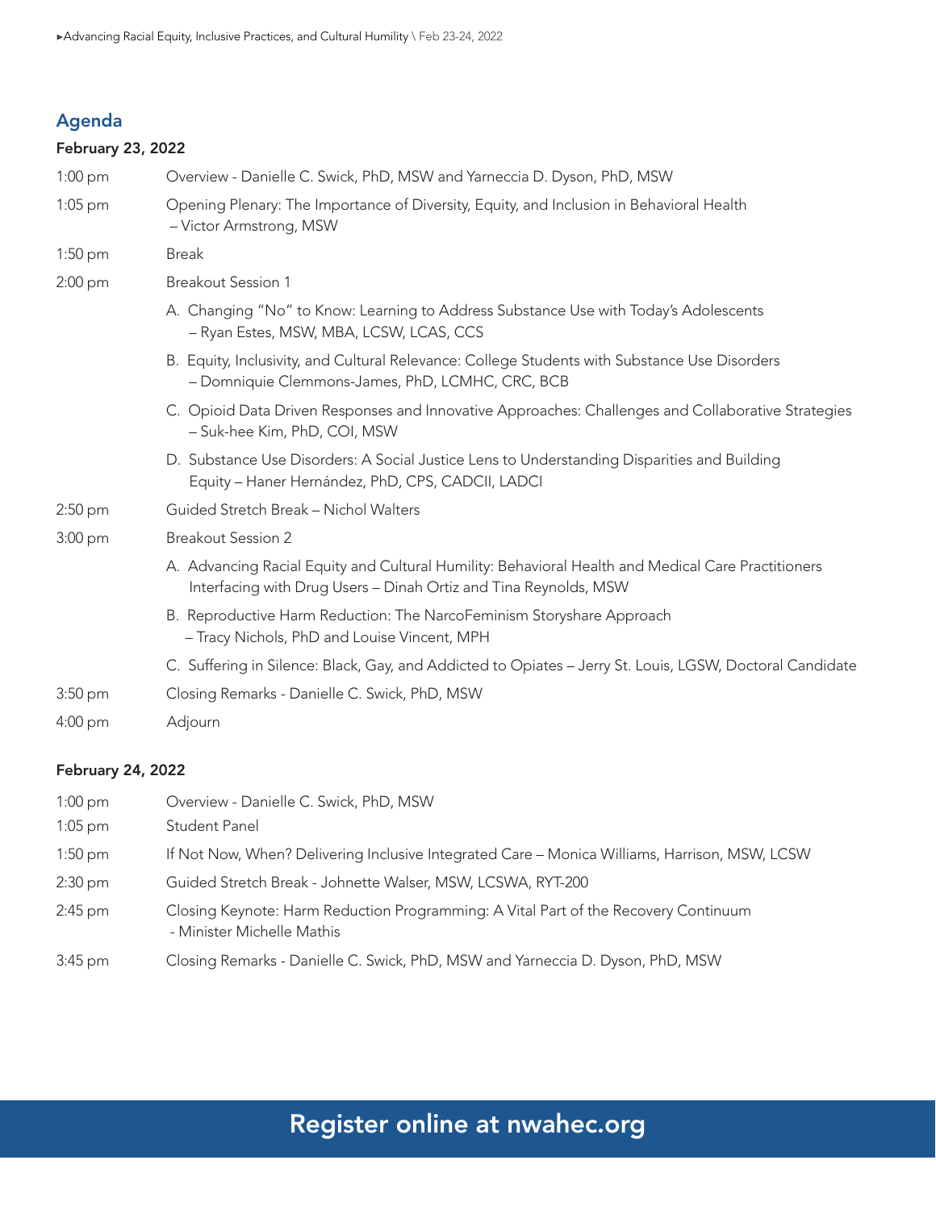## Agenda

### February 23, 2022

| | |
|---|---|
| 1:00 pm | Overview - Danielle C. Swick, PhD, MSW and Yarneccia D. Dyson, PhD, MSW |
| 1:05 pm | Opening Plenary: The Importance of Diversity, Equity, and Inclusion in Behavioral Health – Victor Armstrong, MSW |
| 1:50 pm | Break |
| 2:00 pm | Breakout Session 1 |
| | A. Changing "No" to Know: Learning to Address Substance Use with Today's Adolescents – Ryan Estes, MSW, MBA, LCSW, LCAS, CCS |
| | B. Equity, Inclusivity, and Cultural Relevance: College Students with Substance Use Disorders – Domniquie Clemmons-James, PhD, LCMHC, CRC, BCB |
| | C. Opioid Data Driven Responses and Innovative Approaches: Challenges and Collaborative Strategies – Suk-hee Kim, PhD, COI, MSW |
| | D. Substance Use Disorders: A Social Justice Lens to Understanding Disparities and Building Equity – Haner Hernández, PhD, CPS, CADCII, LADCI |
| 2:50 pm | Guided Stretch Break – Nichol Walters |
| 3:00 pm | Breakout Session 2 |
| | A. Advancing Racial Equity and Cultural Humility: Behavioral Health and Medical Care Practitioners Interfacing with Drug Users – Dinah Ortiz and Tina Reynolds, MSW |
| | B. Reproductive Harm Reduction: The NarcoFeminism Storyshare Approach – Tracy Nichols, PhD and Louise Vincent, MPH |
| | C. Suffering in Silence: Black, Gay, and Addicted to Opiates – Jerry St. Louis, LGSW, Doctoral Candidate |
| 3:50 pm | Closing Remarks - Danielle C. Swick, PhD, MSW |
| 4:00 pm | Adjourn |

### February 24, 2022

| | |
|---|---|
| 1:00 pm | Overview - Danielle C. Swick, PhD, MSW |
| 1:05 pm | Student Panel |
| 1:50 pm | If Not Now, When? Delivering Inclusive Integrated Care – Monica Williams, Harrison, MSW, LCSW |
| 2:30 pm | Guided Stretch Break - Johnette Walser, MSW, LCSWA, RYT-200 |
| 2:45 pm | Closing Keynote: Harm Reduction Programming: A Vital Part of the Recovery Continuum - Minister Michelle Mathis |
| 3:45 pm | Closing Remarks - Danielle C. Swick, PhD, MSW and Yarneccia D. Dyson, PhD, MSW |

**Register online at nwahec.org**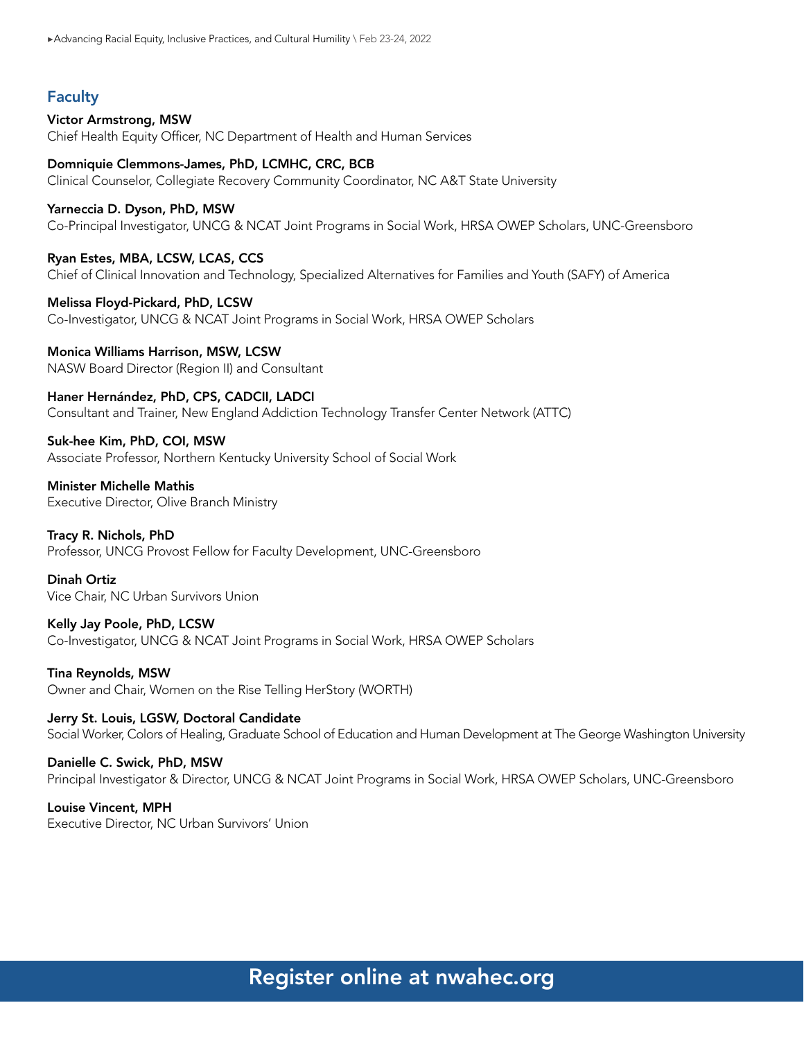## Faculty

**Victor Armstrong, MSW**
Chief Health Equity Officer, NC Department of Health and Human Services

**Domniquie Clemmons-James, PhD, LCMHC, CRC, BCB**
Clinical Counselor, Collegiate Recovery Community Coordinator, NC A&T State University

**Yarneccia D. Dyson, PhD, MSW**
Co-Principal Investigator, UNCG & NCAT Joint Programs in Social Work, HRSA OWEP Scholars, UNC-Greensboro

**Ryan Estes, MBA, LCSW, LCAS, CCS**
Chief of Clinical Innovation and Technology, Specialized Alternatives for Families and Youth (SAFY) of America

**Melissa Floyd-Pickard, PhD, LCSW**
Co-Investigator, UNCG & NCAT Joint Programs in Social Work, HRSA OWEP Scholars

**Monica Williams Harrison, MSW, LCSW**
NASW Board Director (Region II) and Consultant

**Haner Hernández, PhD, CPS, CADCII, LADCI**
Consultant and Trainer, New England Addiction Technology Transfer Center Network (ATTC)

**Suk-hee Kim, PhD, COI, MSW**
Associate Professor, Northern Kentucky University School of Social Work

**Minister Michelle Mathis**
Executive Director, Olive Branch Ministry

**Tracy R. Nichols, PhD**
Professor, UNCG Provost Fellow for Faculty Development, UNC-Greensboro

**Dinah Ortiz**
Vice Chair, NC Urban Survivors Union

**Kelly Jay Poole, PhD, LCSW**
Co-Investigator, UNCG & NCAT Joint Programs in Social Work, HRSA OWEP Scholars

**Tina Reynolds, MSW**
Owner and Chair, Women on the Rise Telling HerStory (WORTH)

**Jerry St. Louis, LGSW, Doctoral Candidate**
Social Worker, Colors of Healing, Graduate School of Education and Human Development at The George Washington University

**Danielle C. Swick, PhD, MSW**
Principal Investigator & Director, UNCG & NCAT Joint Programs in Social Work, HRSA OWEP Scholars, UNC-Greensboro

**Louise Vincent, MPH**
Executive Director, NC Urban Survivors' Union

Register online at nwahec.org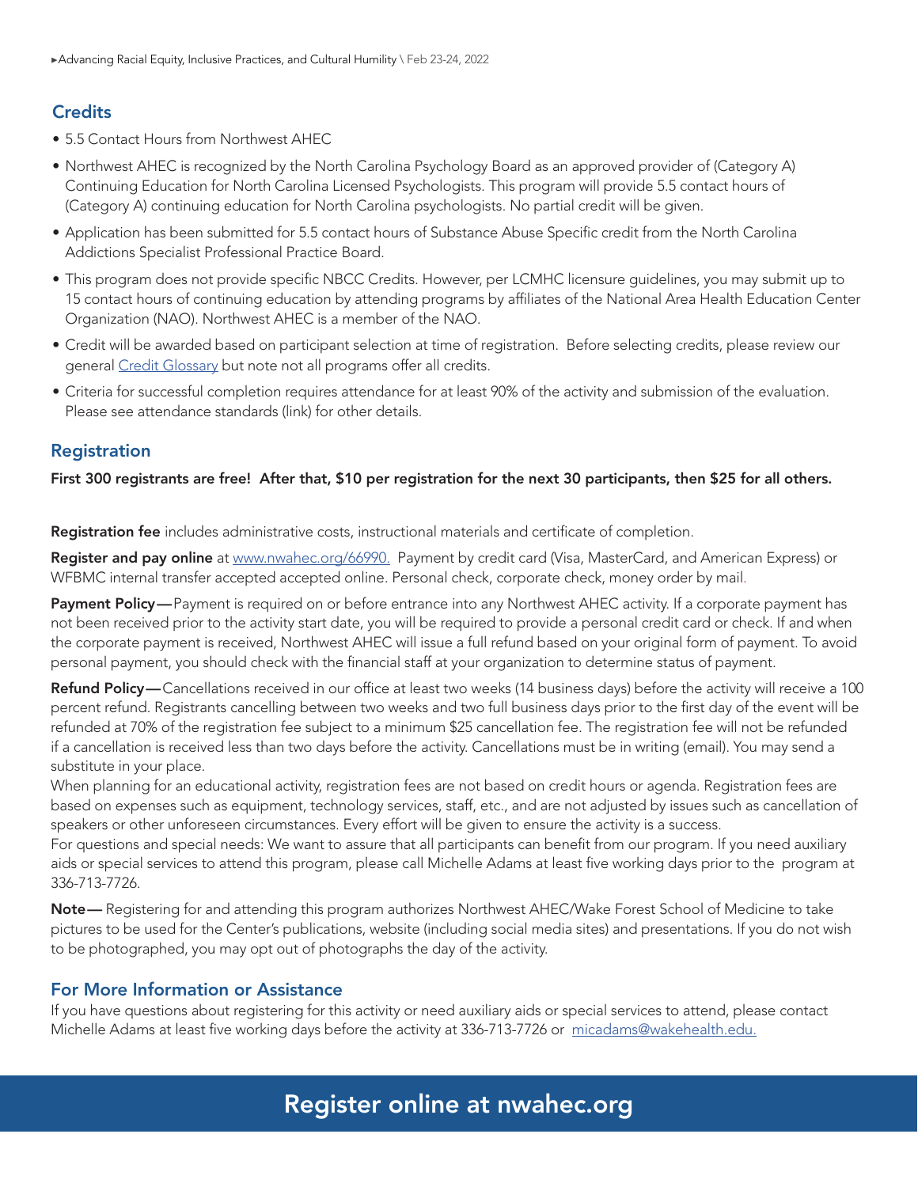## Credits

- 5.5 Contact Hours from Northwest AHEC
- Northwest AHEC is recognized by the North Carolina Psychology Board as an approved provider of (Category A) Continuing Education for North Carolina Licensed Psychologists. This program will provide 5.5 contact hours of (Category A) continuing education for North Carolina psychologists. No partial credit will be given.
- Application has been submitted for 5.5 contact hours of Substance Abuse Specific credit from the North Carolina Addictions Specialist Professional Practice Board.
- This program does not provide specific NBCC Credits. However, per LCMHC licensure guidelines, you may submit up to 15 contact hours of continuing education by attending programs by affiliates of the National Area Health Education Center Organization (NAO). Northwest AHEC is a member of the NAO.
- Credit will be awarded based on participant selection at time of registration. Before selecting credits, please review our general Credit Glossary but note not all programs offer all credits.
- Criteria for successful completion requires attendance for at least 90% of the activity and submission of the evaluation. Please see attendance standards (link) for other details.

## Registration

**First 300 registrants are free! After that, $10 per registration for the next 30 participants, then $25 for all others.**

**Registration fee** includes administrative costs, instructional materials and certificate of completion.

**Register and pay online** at www.nwahec.org/66990. Payment by credit card (Visa, MasterCard, and American Express) or WFBMC internal transfer accepted accepted online. Personal check, corporate check, money order by mail.

**Payment Policy—**Payment is required on or before entrance into any Northwest AHEC activity. If a corporate payment has not been received prior to the activity start date, you will be required to provide a personal credit card or check. If and when the corporate payment is received, Northwest AHEC will issue a full refund based on your original form of payment. To avoid personal payment, you should check with the financial staff at your organization to determine status of payment.

**Refund Policy—**Cancellations received in our office at least two weeks (14 business days) before the activity will receive a 100 percent refund. Registrants cancelling between two weeks and two full business days prior to the first day of the event will be refunded at 70% of the registration fee subject to a minimum $25 cancellation fee. The registration fee will not be refunded if a cancellation is received less than two days before the activity. Cancellations must be in writing (email). You may send a substitute in your place.

When planning for an educational activity, registration fees are not based on credit hours or agenda. Registration fees are based on expenses such as equipment, technology services, staff, etc., and are not adjusted by issues such as cancellation of speakers or other unforeseen circumstances. Every effort will be given to ensure the activity is a success.

For questions and special needs: We want to assure that all participants can benefit from our program. If you need auxiliary aids or special services to attend this program, please call Michelle Adams at least five working days prior to the program at 336-713-7726.

**Note—** Registering for and attending this program authorizes Northwest AHEC/Wake Forest School of Medicine to take pictures to be used for the Center's publications, website (including social media sites) and presentations. If you do not wish to be photographed, you may opt out of photographs the day of the activity.

## For More Information or Assistance

If you have questions about registering for this activity or need auxiliary aids or special services to attend, please contact Michelle Adams at least five working days before the activity at 336-713-7726 or micadams@wakehealth.edu.

**Register online at nwahec.org**